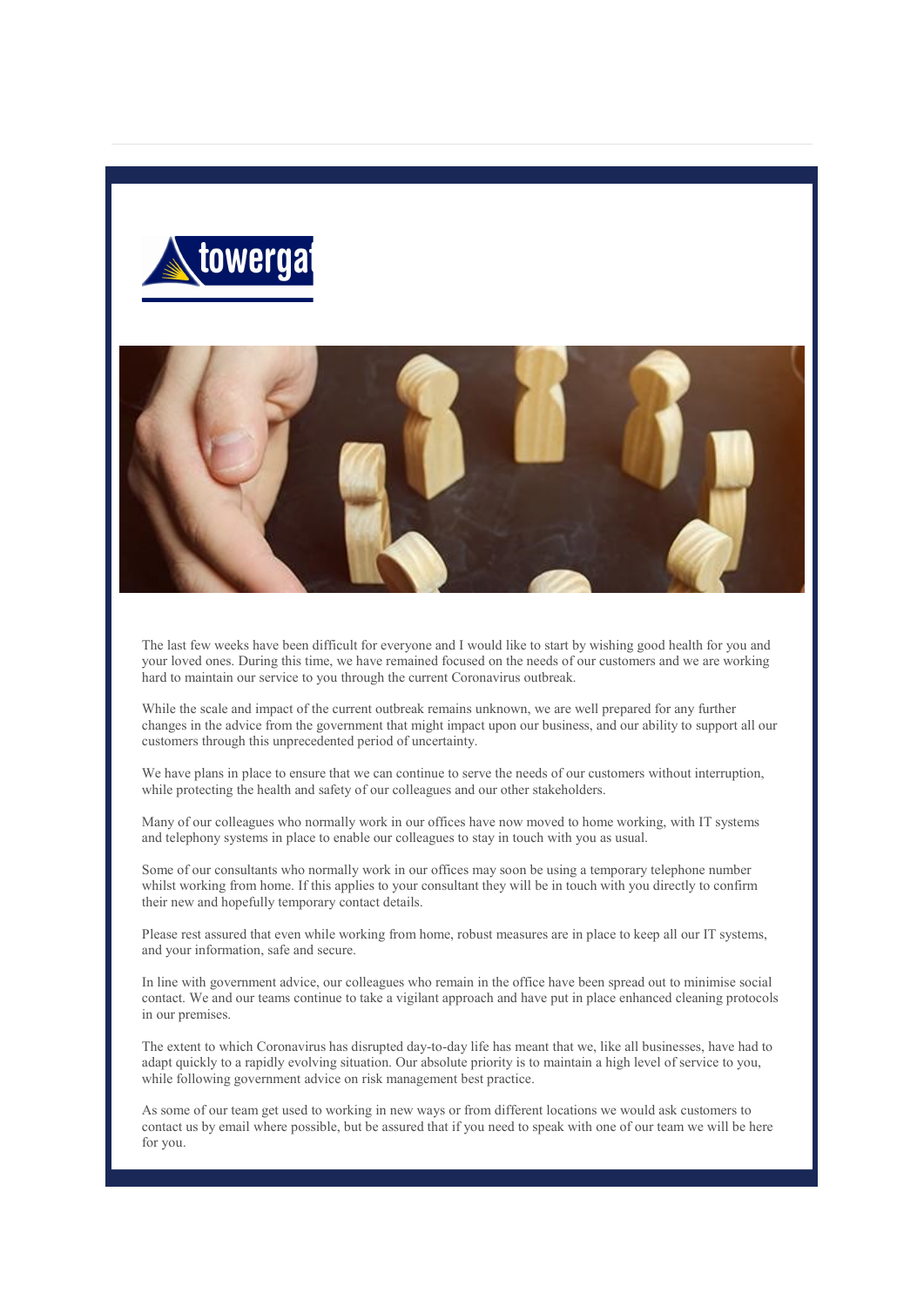The last few weeks have been difficult for everyone and I would like to start by wishing good health for you and your loved ones. During this time, we have remained focused on the needs of our customers and we are working hard to maintain our service to you through the current Coronavirus outbreak.

While the scale and impact of the current outbreak remains unknown, we are well prepared for any further changes in the advice from the government that might impact upon our business, and our ability to support all our customers through this unprecedented period of uncertainty.

We have plans in place to ensure that we can continue to serve the needs of our customers without interruption, while protecting the health and safety of our colleagues and our other stakeholders.

Many of our colleagues who normally work in our offices have now moved to home working, with IT systems and telephony systems in place to enable our colleagues to stay in touch with you as usual.

Some of our consultants who normally work in our offices may soon be using a temporary telephone number whilst working from home. If this applies to your consultant they will be in touch with you directly to confirm their new and hopefully temporary contact details.

Please rest assured that even while working from home, robust measures are in place to keep all our IT systems, and your information, safe and secure.

In line with government advice, our colleagues who remain in the office have been spread out to minimise social contact. We and our teams continue to take a vigilant approach and have put in place enhanced cleaning protocols in our premises.

The extent to which Coronavirus has disrupted day-to-day life has meant that we, like all businesses, have had to adapt quickly to a rapidly evolving situation. Our absolute priority is to maintain a high level of service to you, while following government advice on risk management best practice.

As some of our team get used to working in new ways or from different locations we would ask customers to contact us by email where possible, but be assured that if you need to speak with one of our team we will be here for you.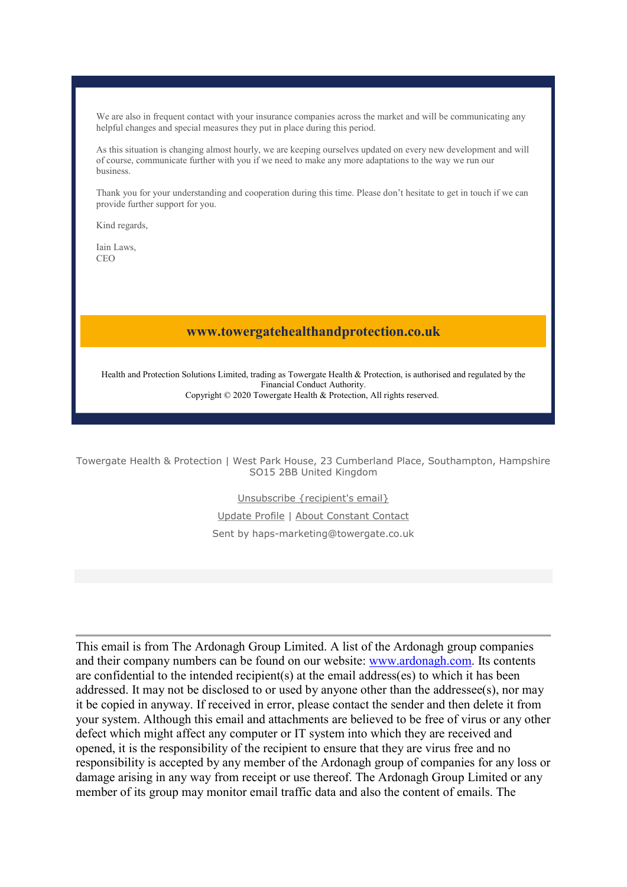We are also in frequent contact with your insurance companies across the market and will be communicating any helpful changes and special measures they put in place during this period.

As this situation is changing almost hourly, we are keeping ourselves updated on every new development and will of course, communicate further with you if we need to make any more adaptations to the way we run our business.

Thank you for your understanding and cooperation during this time. Please don't hesitate to get in touch if we can provide further support for you.

Kind regards,

Iain Laws,
CEO

**www.towergatehealthandprotection.co.uk**

Health and Protection Solutions Limited, trading as Towergate Health & Protection, is authorised and regulated by the Financial Conduct Authority.
Copyright © 2020 Towergate Health & Protection, All rights reserved.

Towergate Health & Protection | West Park House, 23 Cumberland Place, Southampton, Hampshire SO15 2BB United Kingdom

Unsubscribe {recipient's email}

Update Profile | About Constant Contact

Sent by haps-marketing@towergate.co.uk

---

This email is from The Ardonagh Group Limited. A list of the Ardonagh group companies and their company numbers can be found on our website: www.ardonagh.com. Its contents are confidential to the intended recipient(s) at the email address(es) to which it has been addressed. It may not be disclosed to or used by anyone other than the addressee(s), nor may it be copied in anyway. If received in error, please contact the sender and then delete it from your system. Although this email and attachments are believed to be free of virus or any other defect which might affect any computer or IT system into which they are received and opened, it is the responsibility of the recipient to ensure that they are virus free and no responsibility is accepted by any member of the Ardonagh group of companies for any loss or damage arising in any way from receipt or use thereof. The Ardonagh Group Limited or any member of its group may monitor email traffic data and also the content of emails. The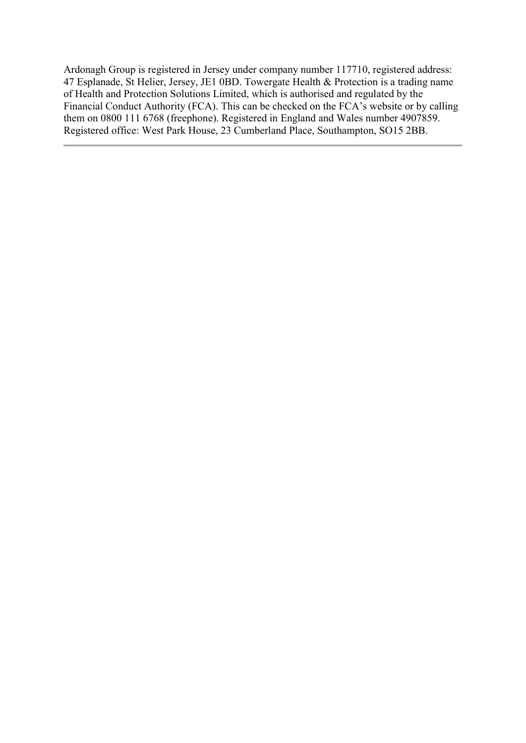Ardonagh Group is registered in Jersey under company number 117710, registered address: 47 Esplanade, St Helier, Jersey, JE1 0BD. Towergate Health & Protection is a trading name of Health and Protection Solutions Limited, which is authorised and regulated by the Financial Conduct Authority (FCA). This can be checked on the FCA's website or by calling them on 0800 111 6768 (freephone). Registered in England and Wales number 4907859. Registered office: West Park House, 23 Cumberland Place, Southampton, SO15 2BB.

---